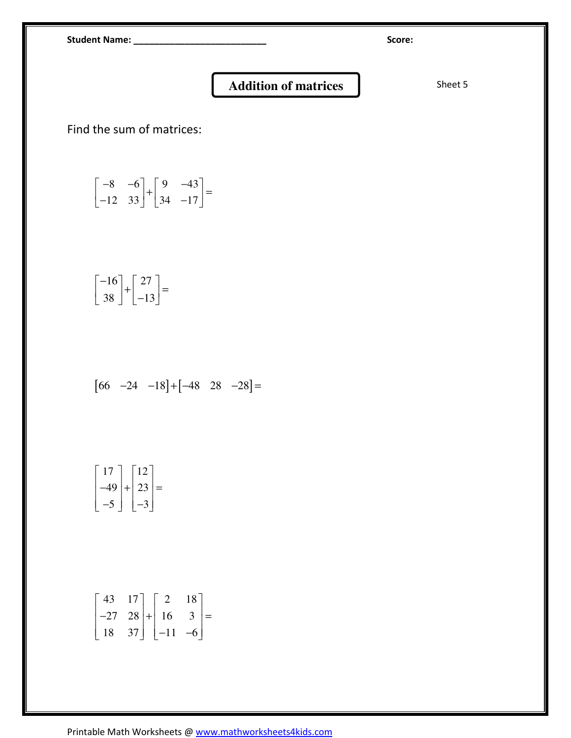Student Name: ___________________________ Score:

# Addition of matrices

Sheet 5

Find the sum of matrices:

$$\begin{bmatrix} -8 & -6 \\ -12 & 33 \end{bmatrix} + \begin{bmatrix} 9 & -43 \\ 34 & -17 \end{bmatrix} =$$

$$\begin{bmatrix} -16 \\ 38 \end{bmatrix} + \begin{bmatrix} 27 \\ -13 \end{bmatrix} =$$

$$\begin{bmatrix} 66 & -24 & -18 \end{bmatrix} + \begin{bmatrix} -48 & 28 & -28 \end{bmatrix} =$$

$$\begin{bmatrix} 17 \\ -49 \\ -5 \end{bmatrix} + \begin{bmatrix} 12 \\ 23 \\ -3 \end{bmatrix} =$$

$$\begin{bmatrix} 43 & 17 \\ -27 & 28 \\ 18 & 37 \end{bmatrix} + \begin{bmatrix} 2 & 18 \\ 16 & 3 \\ -11 & -6 \end{bmatrix} =$$

Printable Math Worksheets @ www.mathworksheets4kids.com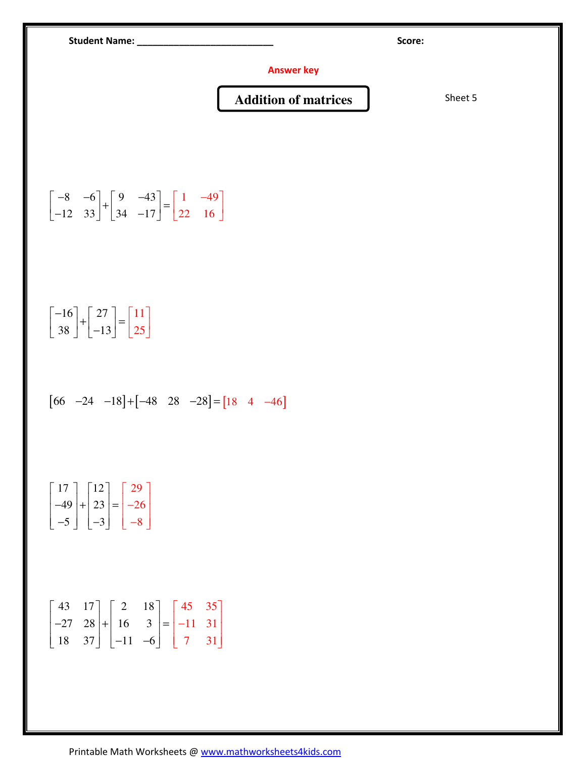Student Name: ___________________________ Score:

**Answer key**

# Addition of matrices

Sheet 5

$$\begin{bmatrix} -8 & -6 \\ -12 & 33 \end{bmatrix} + \begin{bmatrix} 9 & -43 \\ 34 & -17 \end{bmatrix} = \begin{bmatrix} 1 & -49 \\ 22 & 16 \end{bmatrix}$$

$$\begin{bmatrix} -16 \\ 38 \end{bmatrix} + \begin{bmatrix} 27 \\ -13 \end{bmatrix} = \begin{bmatrix} 11 \\ 25 \end{bmatrix}$$

$$\begin{bmatrix} 66 & -24 & -18 \end{bmatrix} + \begin{bmatrix} -48 & 28 & -28 \end{bmatrix} = \begin{bmatrix} 18 & 4 & -46 \end{bmatrix}$$

$$\begin{bmatrix} 17 \\ -49 \\ -5 \end{bmatrix} + \begin{bmatrix} 12 \\ 23 \\ -3 \end{bmatrix} = \begin{bmatrix} 29 \\ -26 \\ -8 \end{bmatrix}$$

$$\begin{bmatrix} 43 & 17 \\ -27 & 28 \\ 18 & 37 \end{bmatrix} + \begin{bmatrix} 2 & 18 \\ 16 & 3 \\ -11 & -6 \end{bmatrix} = \begin{bmatrix} 45 & 35 \\ -11 & 31 \\ 7 & 31 \end{bmatrix}$$

Printable Math Worksheets @ www.mathworksheets4kids.com